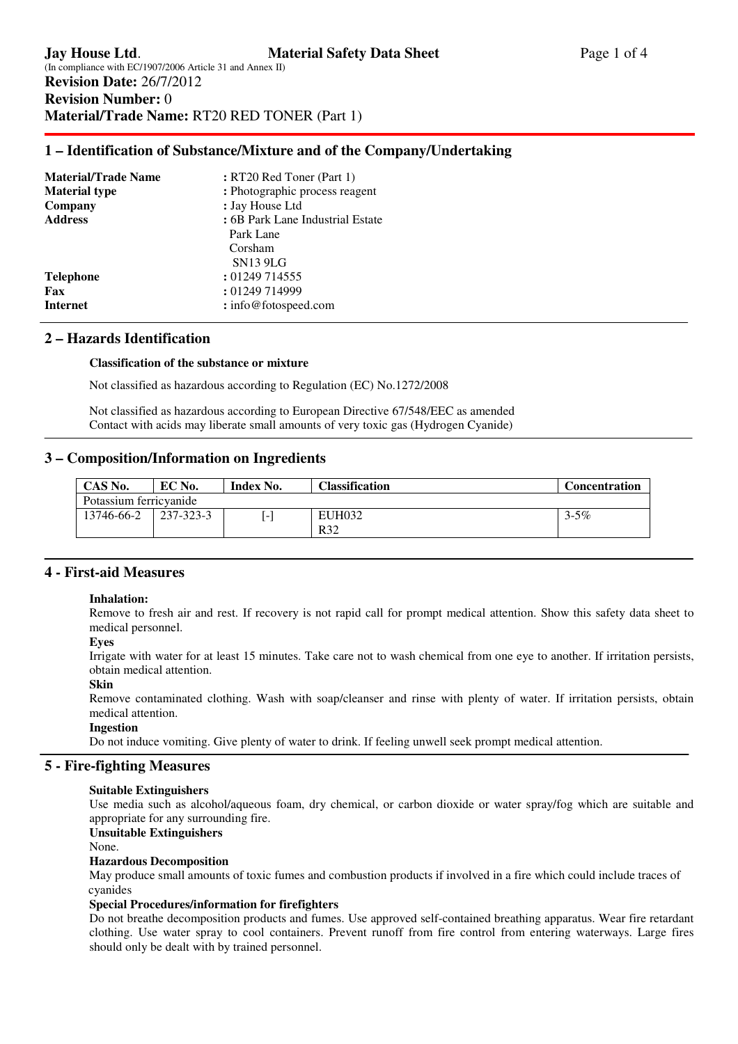**Jay House Ltd**. **Material Safety Data Sheet**

(In compliance with EC/1907/2006 Article 31 and Annex II)

**Revision Date:** 26/7/2012

**Revision Number:** 0

**Material/Trade Name:** RT20 RED TONER (Part 1)

## 1 – Identification of Substance/Mixture and of the Company/Undertaking

| | |
|---|---|
| **Material/Trade Name** | : RT20 Red Toner (Part 1) |
| **Material type** | : Photographic process reagent |
| **Company** | : Jay House Ltd |
| **Address** | : 6B Park Lane Industrial Estate<br>Park Lane<br>Corsham<br>SN13 9LG |
| **Telephone** | : 01249 714555 |
| **Fax** | : 01249 714999 |
| **Internet** | : info@fotospeed.com |

## 2 – Hazards Identification

**Classification of the substance or mixture**

Not classified as hazardous according to Regulation (EC) No.1272/2008

Not classified as hazardous according to European Directive 67/548/EEC as amended
Contact with acids may liberate small amounts of very toxic gas (Hydrogen Cyanide)

## 3 – Composition/Information on Ingredients

| CAS No. | EC No. | Index No. | Classification | Concentration |
|---|---|---|---|---|
| Potassium ferricyanide | | | | |
| 13746-66-2 | 237-323-3 | [-] | EUH032<br>R32 | 3-5% |

## 4 - First-aid Measures

**Inhalation:**
Remove to fresh air and rest. If recovery is not rapid call for prompt medical attention. Show this safety data sheet to medical personnel.

**Eyes**
Irrigate with water for at least 15 minutes. Take care not to wash chemical from one eye to another. If irritation persists, obtain medical attention.

**Skin**
Remove contaminated clothing. Wash with soap/cleanser and rinse with plenty of water. If irritation persists, obtain medical attention.

**Ingestion**
Do not induce vomiting. Give plenty of water to drink. If feeling unwell seek prompt medical attention.

## 5 - Fire-fighting Measures

**Suitable Extinguishers**
Use media such as alcohol/aqueous foam, dry chemical, or carbon dioxide or water spray/fog which are suitable and appropriate for any surrounding fire.

**Unsuitable Extinguishers**
None.

**Hazardous Decomposition**
May produce small amounts of toxic fumes and combustion products if involved in a fire which could include traces of cyanides

**Special Procedures/information for firefighters**
Do not breathe decomposition products and fumes. Use approved self-contained breathing apparatus. Wear fire retardant clothing. Use water spray to cool containers. Prevent runoff from fire control from entering waterways. Large fires should only be dealt with by trained personnel.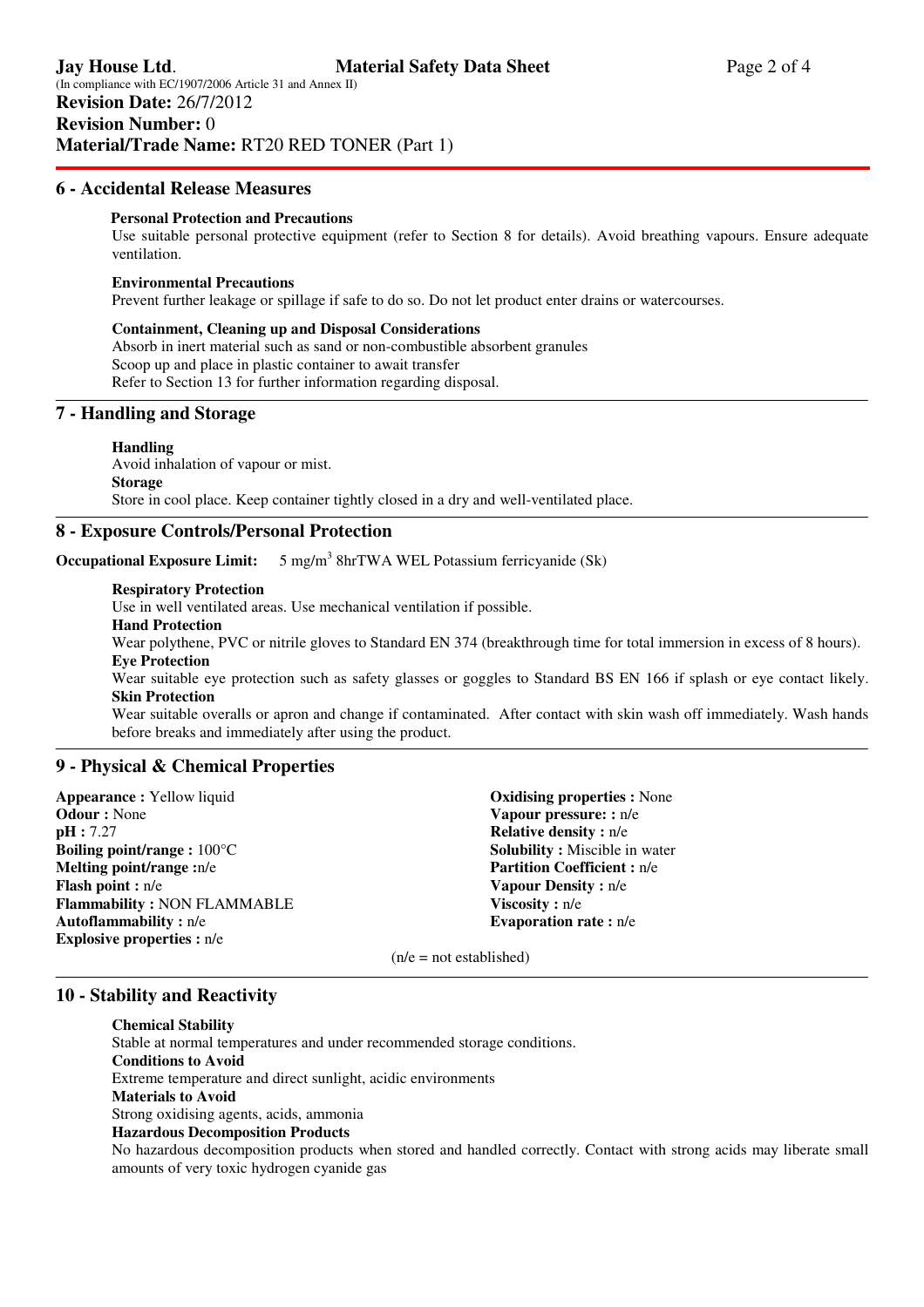## 6 - Accidental Release Measures

**Personal Protection and Precautions**

Use suitable personal protective equipment (refer to Section 8 for details). Avoid breathing vapours. Ensure adequate ventilation.

**Environmental Precautions**

Prevent further leakage or spillage if safe to do so. Do not let product enter drains or watercourses.

**Containment, Cleaning up and Disposal Considerations**

Absorb in inert material such as sand or non-combustible absorbent granules
Scoop up and place in plastic container to await transfer
Refer to Section 13 for further information regarding disposal.

## 7 - Handling and Storage

**Handling**

Avoid inhalation of vapour or mist.

**Storage**

Store in cool place. Keep container tightly closed in a dry and well-ventilated place.

## 8 - Exposure Controls/Personal Protection

**Occupational Exposure Limit:** 5 mg/m$^3$ 8hrTWA WEL Potassium ferricyanide (Sk)

**Respiratory Protection**

Use in well ventilated areas. Use mechanical ventilation if possible.

**Hand Protection**

Wear polythene, PVC or nitrile gloves to Standard EN 374 (breakthrough time for total immersion in excess of 8 hours).

**Eye Protection**

Wear suitable eye protection such as safety glasses or goggles to Standard BS EN 166 if splash or eye contact likely.

**Skin Protection**

Wear suitable overalls or apron and change if contaminated. After contact with skin wash off immediately. Wash hands before breaks and immediately after using the product.

## 9 - Physical & Chemical Properties

**Appearance :** Yellow liquid
**Odour :** None
**pH :** 7.27
**Boiling point/range :** 100°C
**Melting point/range :**n/e
**Flash point :** n/e
**Flammability :** NON FLAMMABLE
**Autoflammability :** n/e
**Explosive properties :** n/e
**Oxidising properties :** None
**Vapour pressure: :** n/e
**Relative density :** n/e
**Solubility :** Miscible in water
**Partition Coefficient :** n/e
**Vapour Density :** n/e
**Viscosity :** n/e
**Evaporation rate :** n/e

(n/e = not established)

## 10 - Stability and Reactivity

**Chemical Stability**

Stable at normal temperatures and under recommended storage conditions.

**Conditions to Avoid**

Extreme temperature and direct sunlight, acidic environments

**Materials to Avoid**

Strong oxidising agents, acids, ammonia

**Hazardous Decomposition Products**

No hazardous decomposition products when stored and handled correctly. Contact with strong acids may liberate small amounts of very toxic hydrogen cyanide gas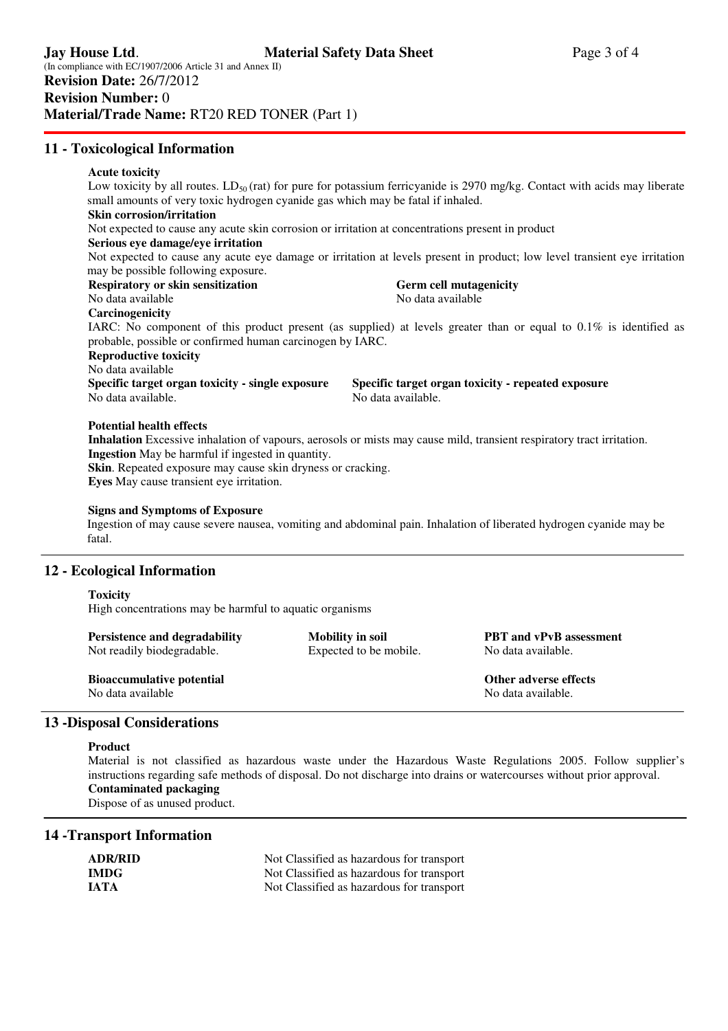## 11 - Toxicological Information

**Acute toxicity**

Low toxicity by all routes. $LD_{50}$ (rat) for pure for potassium ferricyanide is 2970 mg/kg. Contact with acids may liberate small amounts of very toxic hydrogen cyanide gas which may be fatal if inhaled.

**Skin corrosion/irritation**

Not expected to cause any acute skin corrosion or irritation at concentrations present in product

**Serious eye damage/eye irritation**

Not expected to cause any acute eye damage or irritation at levels present in product; low level transient eye irritation may be possible following exposure.

**Respiratory or skin sensitization**

No data available

**Germ cell mutagenicity**

No data available

**Carcinogenicity**

IARC: No component of this product present (as supplied) at levels greater than or equal to 0.1% is identified as probable, possible or confirmed human carcinogen by IARC.

**Reproductive toxicity**

No data available

**Specific target organ toxicity - single exposure**

No data available.

**Specific target organ toxicity - repeated exposure**

No data available.

**Potential health effects**

**Inhalation** Excessive inhalation of vapours, aerosols or mists may cause mild, transient respiratory tract irritation.
**Ingestion** May be harmful if ingested in quantity.
**Skin**. Repeated exposure may cause skin dryness or cracking.
**Eyes** May cause transient eye irritation.

**Signs and Symptoms of Exposure**

Ingestion of may cause severe nausea, vomiting and abdominal pain. Inhalation of liberated hydrogen cyanide may be fatal.

## 12 - Ecological Information

**Toxicity**

High concentrations may be harmful to aquatic organisms

**Persistence and degradability**

Not readily biodegradable.

**Mobility in soil**

Expected to be mobile.

**PBT and vPvB assessment**

No data available.

**Bioaccumulative potential**

No data available

**Other adverse effects**

No data available.

## 13 -Disposal Considerations

**Product**

Material is not classified as hazardous waste under the Hazardous Waste Regulations 2005. Follow supplier's instructions regarding safe methods of disposal. Do not discharge into drains or watercourses without prior approval.

**Contaminated packaging**

Dispose of as unused product.

## 14 -Transport Information

| | |
|---|---|
| **ADR/RID** | Not Classified as hazardous for transport |
| **IMDG** | Not Classified as hazardous for transport |
| **IATA** | Not Classified as hazardous for transport |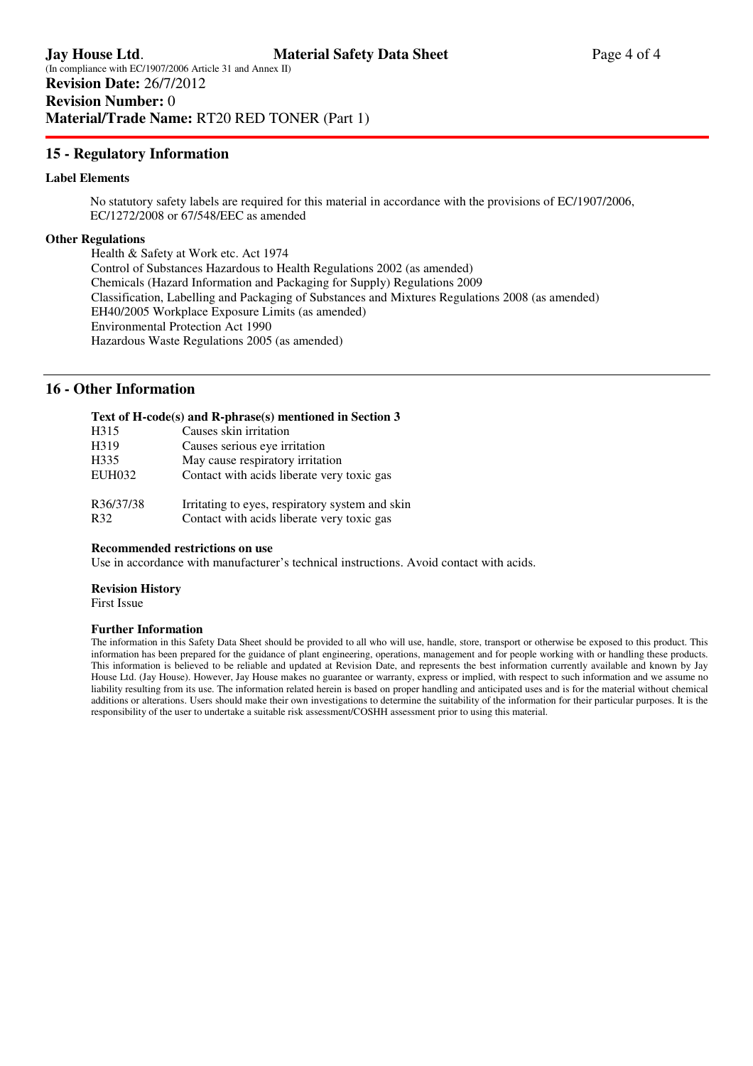## 15 - Regulatory Information

### Label Elements

No statutory safety labels are required for this material in accordance with the provisions of EC/1907/2006, EC/1272/2008 or 67/548/EEC as amended

### Other Regulations

Health & Safety at Work etc. Act 1974
Control of Substances Hazardous to Health Regulations 2002 (as amended)
Chemicals (Hazard Information and Packaging for Supply) Regulations 2009
Classification, Labelling and Packaging of Substances and Mixtures Regulations 2008 (as amended)
EH40/2005 Workplace Exposure Limits (as amended)
Environmental Protection Act 1990
Hazardous Waste Regulations 2005 (as amended)

## 16 - Other Information

**Text of H-code(s) and R-phrase(s) mentioned in Section 3**

| | |
|---|---|
| H315 | Causes skin irritation |
| H319 | Causes serious eye irritation |
| H335 | May cause respiratory irritation |
| EUH032 | Contact with acids liberate very toxic gas |
| R36/37/38 | Irritating to eyes, respiratory system and skin |
| R32 | Contact with acids liberate very toxic gas |

**Recommended restrictions on use**

Use in accordance with manufacturer's technical instructions. Avoid contact with acids.

**Revision History**

First Issue

**Further Information**

The information in this Safety Data Sheet should be provided to all who will use, handle, store, transport or otherwise be exposed to this product. This information has been prepared for the guidance of plant engineering, operations, management and for people working with or handling these products. This information is believed to be reliable and updated at Revision Date, and represents the best information currently available and known by Jay House Ltd. (Jay House). However, Jay House makes no guarantee or warranty, express or implied, with respect to such information and we assume no liability resulting from its use. The information related herein is based on proper handling and anticipated uses and is for the material without chemical additions or alterations. Users should make their own investigations to determine the suitability of the information for their particular purposes. It is the responsibility of the user to undertake a suitable risk assessment/COSHH assessment prior to using this material.